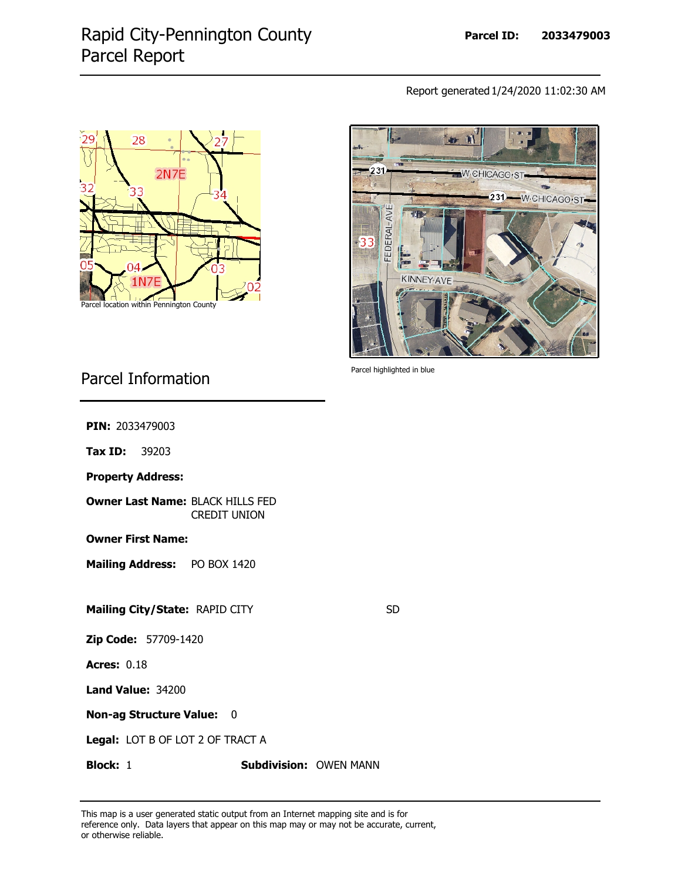# Rapid City-Pennington County Parcel Report

**Parcel ID:** 2033479003

Report generated 1/24/2020 11:02:30 AM

Parcel location within Pennington County

Parcel highlighted in blue

## Parcel Information

**PIN:** 2033479003

**Tax ID:** 39203

**Property Address:**

**Owner Last Name:** BLACK HILLS FED CREDIT UNION

**Owner First Name:**

**Mailing Address:** PO BOX 1420

**Mailing City/State:** RAPID CITY SD

**Zip Code:** 57709-1420

**Acres:** 0.18

**Land Value:** 34200

**Non-ag Structure Value:** 0

**Legal:** LOT B OF LOT 2 OF TRACT A

**Block:** 1 **Subdivision:** OWEN MANN

This map is a user generated static output from an Internet mapping site and is for reference only. Data layers that appear on this map may or may not be accurate, current, or otherwise reliable.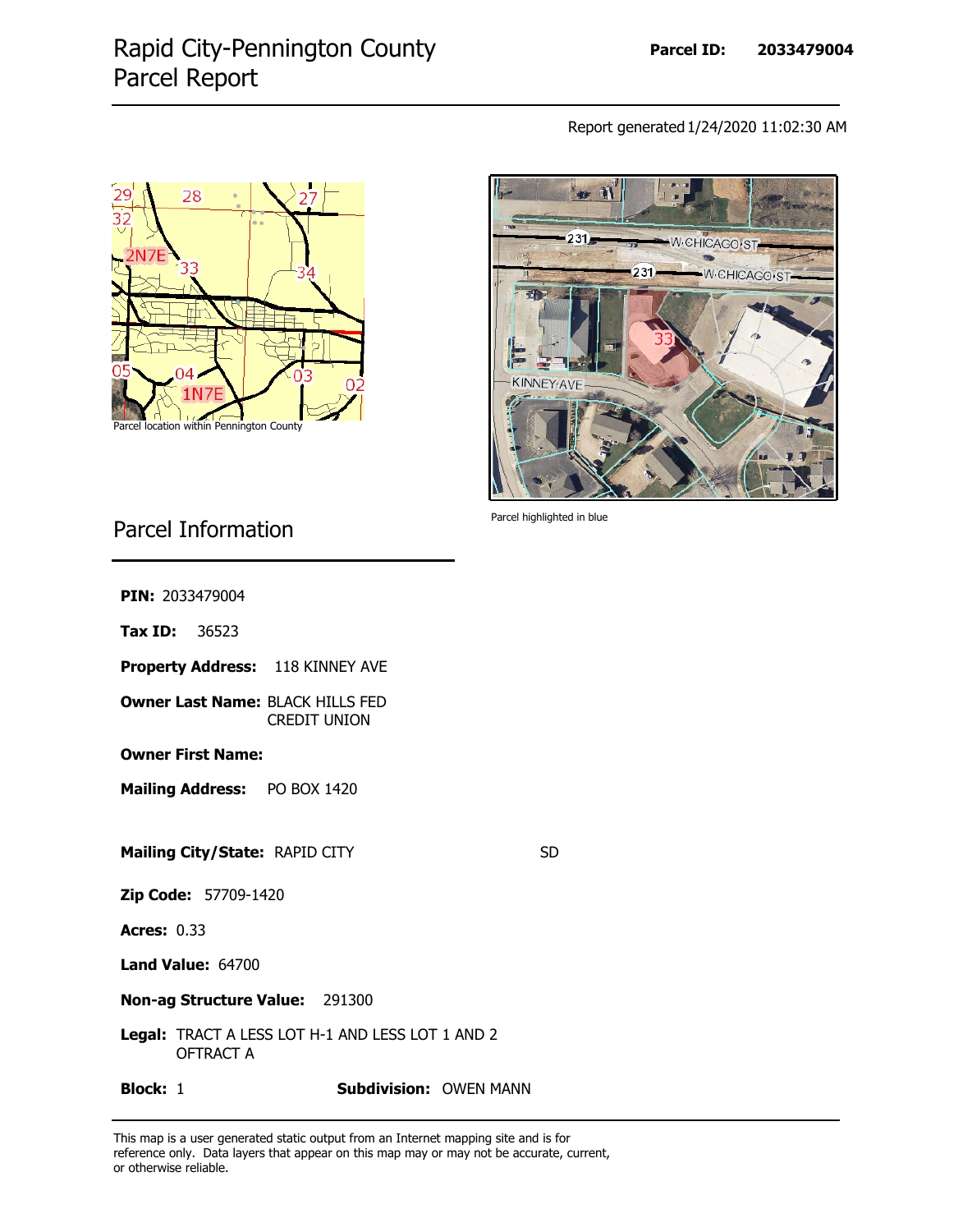# Rapid City-Pennington County Parcel Report

**Parcel ID:** 2033479004

Report generated 1/24/2020 11:02:30 AM

29
28
27
32
2N7E
33
34
05
04
03
02
1N7E

Parcel location within Pennington County

231
W CHICAGO ST
231
W CHICAGO ST
33
KINNEY AVE

Parcel highlighted in blue

## Parcel Information

**PIN:** 2033479004

**Tax ID:** 36523

**Property Address:** 118 KINNEY AVE

**Owner Last Name:** BLACK HILLS FED CREDIT UNION

**Owner First Name:**

**Mailing Address:** PO BOX 1420

**Mailing City/State:** RAPID CITY SD

**Zip Code:** 57709-1420

**Acres:** 0.33

**Land Value:** 64700

**Non-ag Structure Value:** 291300

**Legal:** TRACT A LESS LOT H-1 AND LESS LOT 1 AND 2 OFTRACT A

**Block:** 1 **Subdivision:** OWEN MANN

This map is a user generated static output from an Internet mapping site and is for reference only. Data layers that appear on this map may or may not be accurate, current, or otherwise reliable.